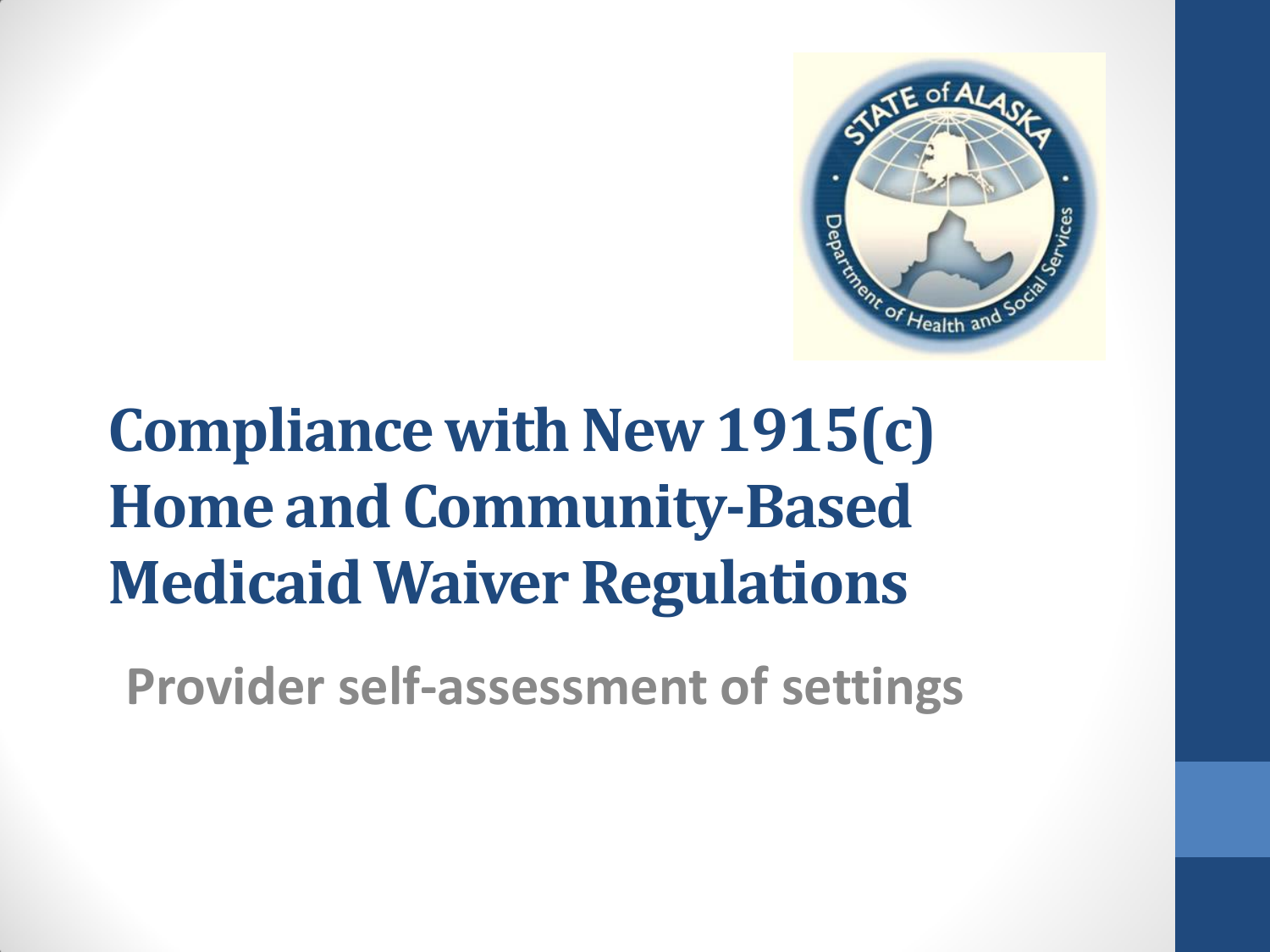# Compliance with New 1915(c) Home and Community-Based Medicaid Waiver Regulations

## Provider self-assessment of settings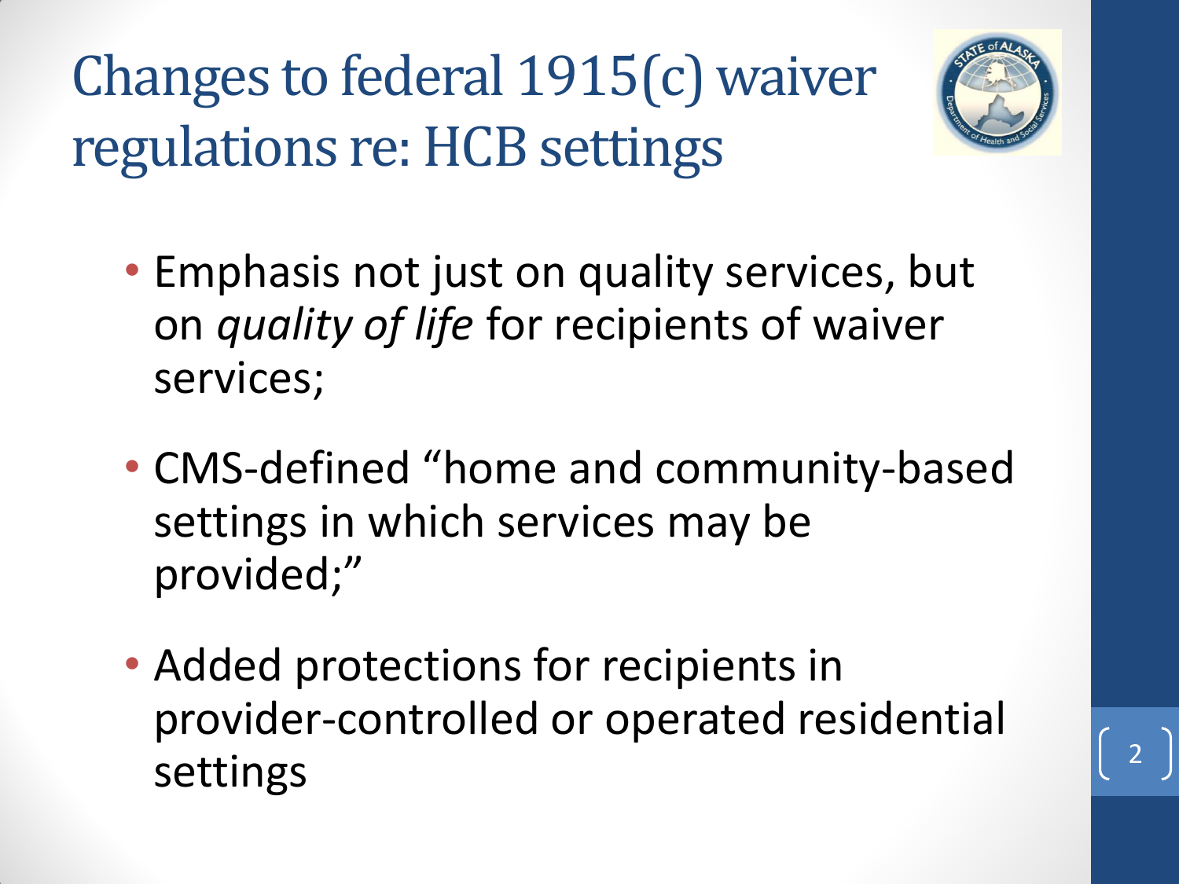# Changes to federal 1915(c) waiver regulations re: HCB settings

- Emphasis not just on quality services, but on *quality of life* for recipients of waiver services;
- CMS-defined "home and community-based settings in which services may be provided;"
- Added protections for recipients in provider-controlled or operated residential settings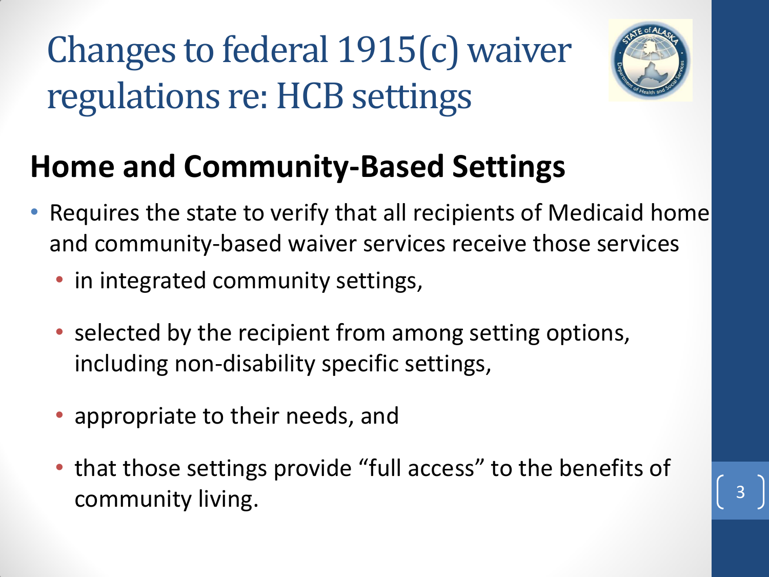# Changes to federal 1915(c) waiver regulations re: HCB settings

## Home and Community-Based Settings

- Requires the state to verify that all recipients of Medicaid home and community-based waiver services receive those services
  - in integrated community settings,
  - selected by the recipient from among setting options, including non-disability specific settings,
  - appropriate to their needs, and
  - that those settings provide "full access" to the benefits of community living.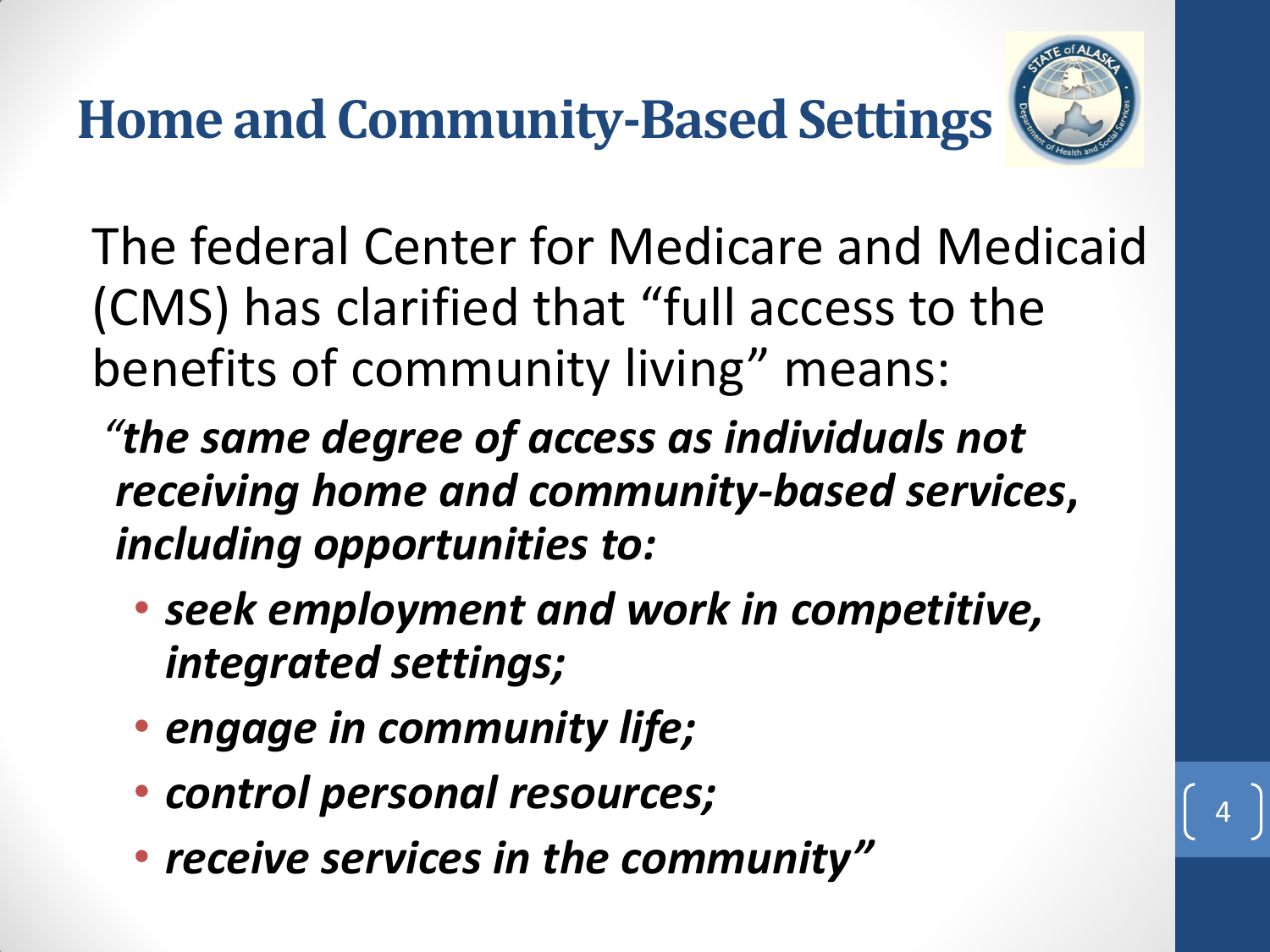# Home and Community-Based Settings

The federal Center for Medicare and Medicaid (CMS) has clarified that "full access to the benefits of community living" means:

***"the same degree of access as individuals not receiving home and community-based services, including opportunities to:***

- ***seek employment and work in competitive, integrated settings;***
- ***engage in community life;***
- ***control personal resources;***
- ***receive services in the community"***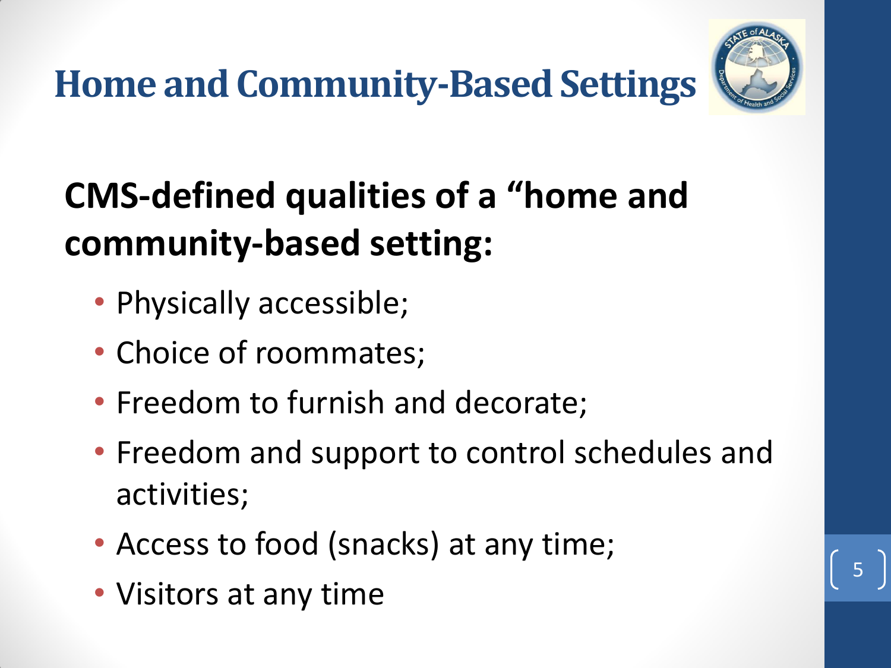# Home and Community-Based Settings

**CMS-defined qualities of a “home and community-based setting:**

- Physically accessible;
- Choice of roommates;
- Freedom to furnish and decorate;
- Freedom and support to control schedules and activities;
- Access to food (snacks) at any time;
- Visitors at any time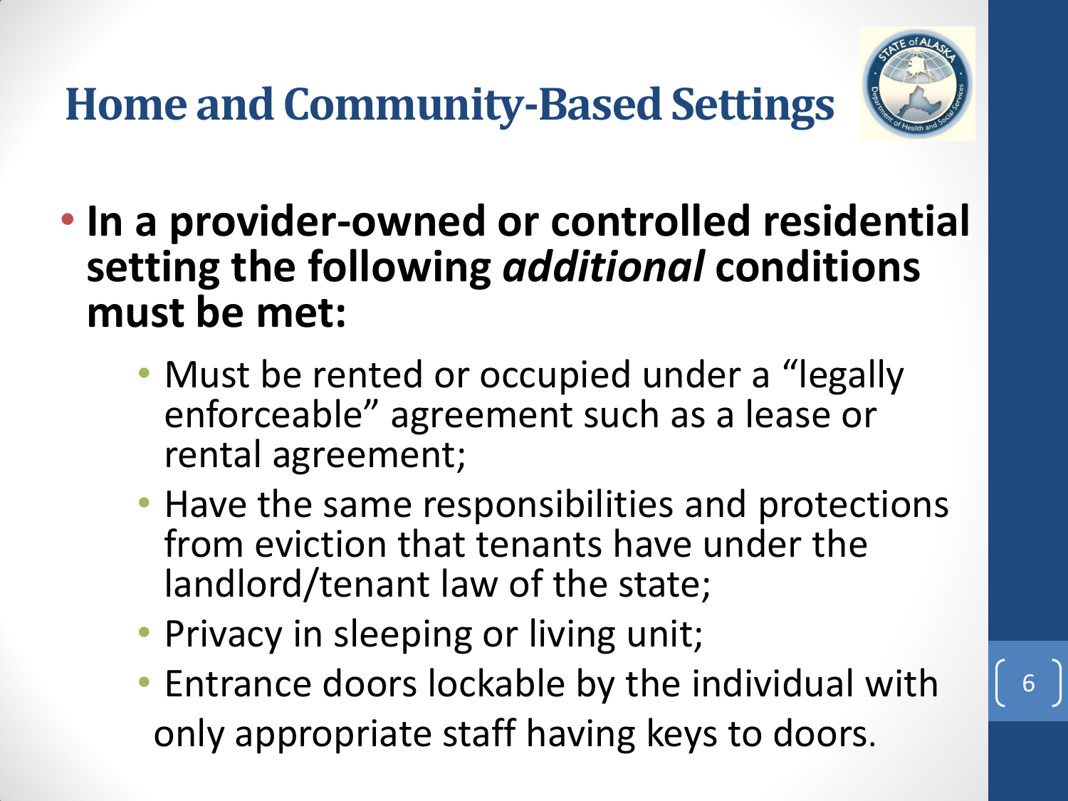# Home and Community-Based Settings

- **In a provider-owned or controlled residential setting the following *additional* conditions must be met:**
  - Must be rented or occupied under a "legally enforceable" agreement such as a lease or rental agreement;
  - Have the same responsibilities and protections from eviction that tenants have under the landlord/tenant law of the state;
  - Privacy in sleeping or living unit;
  - Entrance doors lockable by the individual with only appropriate staff having keys to doors.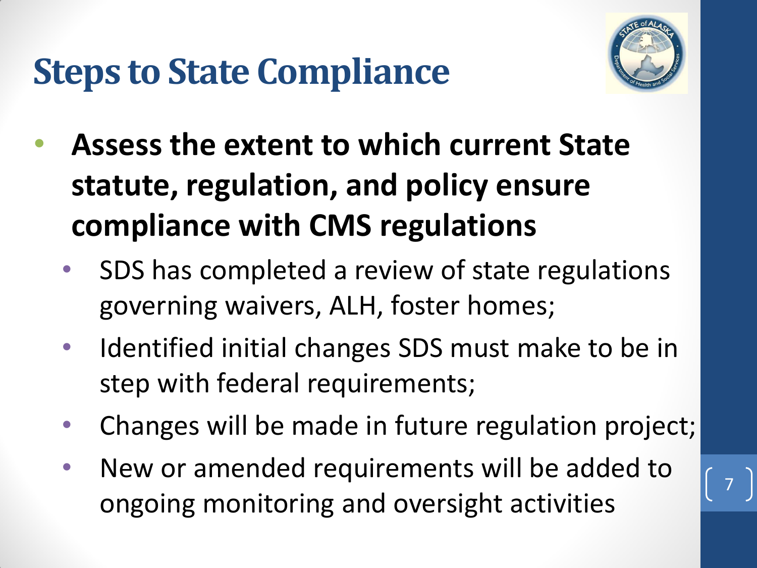# Steps to State Compliance

- **Assess the extent to which current State statute, regulation, and policy ensure compliance with CMS regulations**
  - SDS has completed a review of state regulations governing waivers, ALH, foster homes;
  - Identified initial changes SDS must make to be in step with federal requirements;
  - Changes will be made in future regulation project;
  - New or amended requirements will be added to ongoing monitoring and oversight activities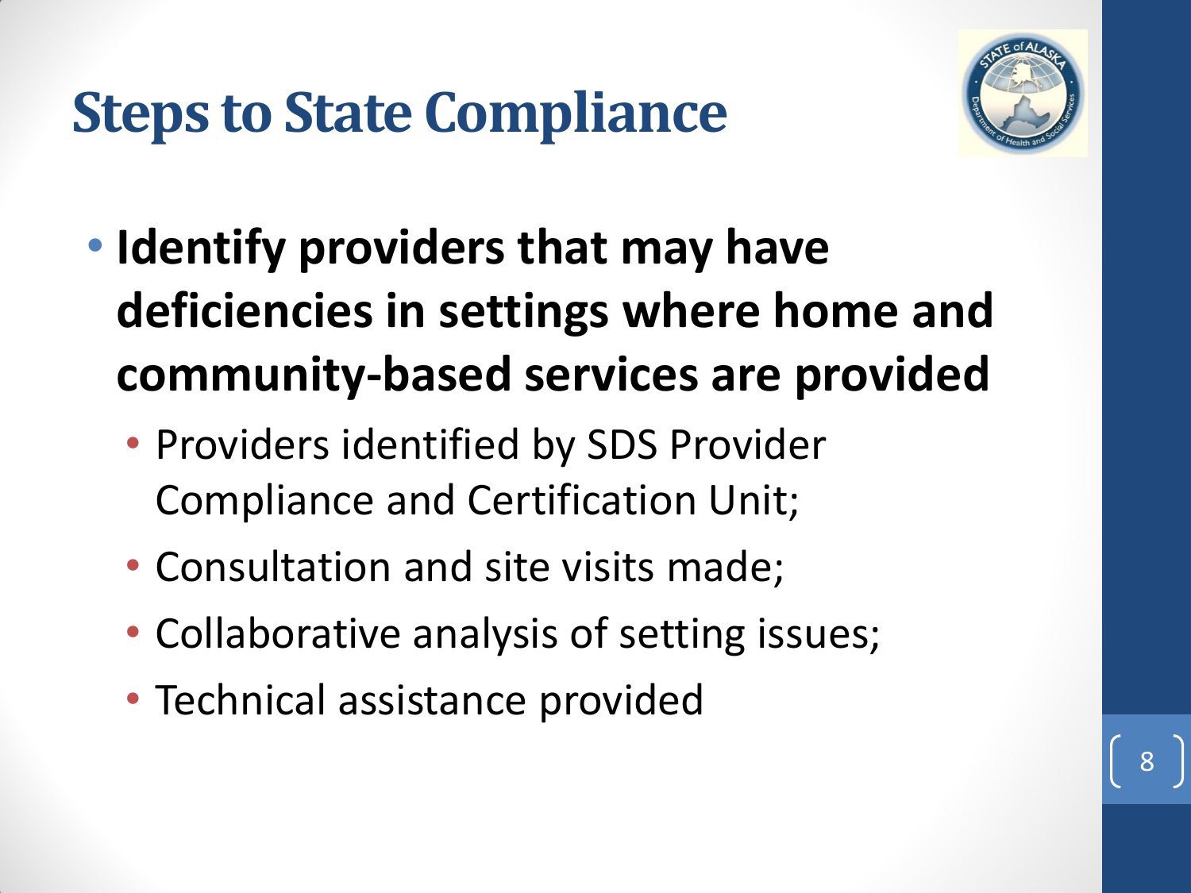# Steps to State Compliance

- **Identify providers that may have deficiencies in settings where home and community-based services are provided**
  - Providers identified by SDS Provider Compliance and Certification Unit;
  - Consultation and site visits made;
  - Collaborative analysis of setting issues;
  - Technical assistance provided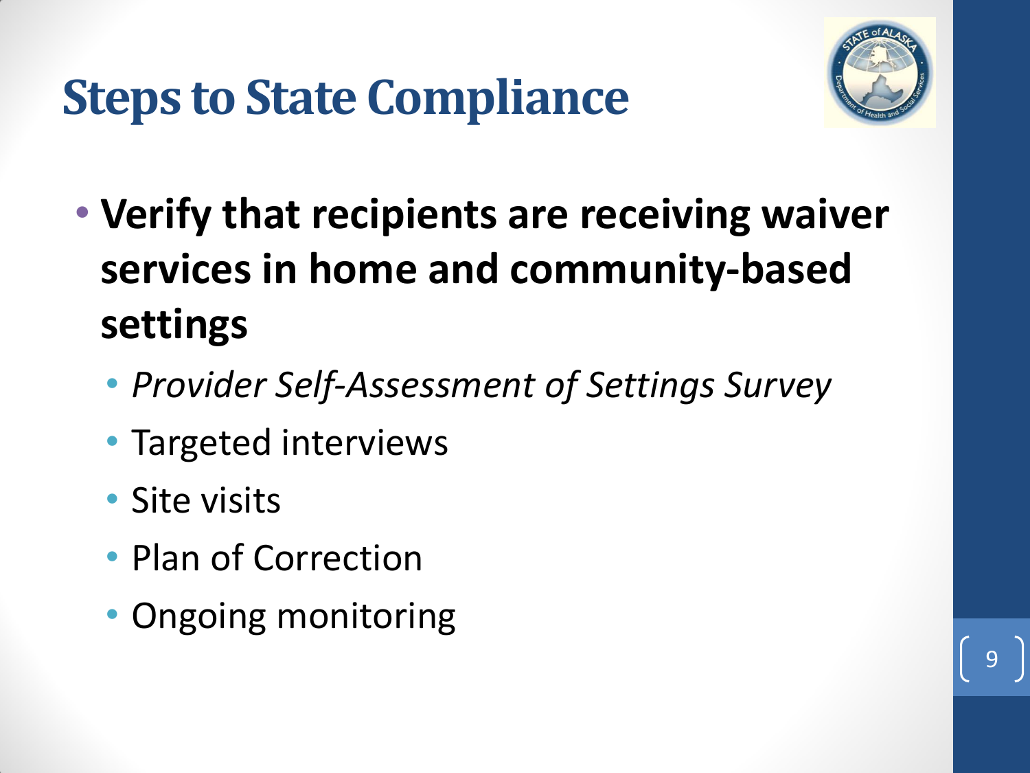# Steps to State Compliance

- **Verify that recipients are receiving waiver services in home and community-based settings**
  - *Provider Self-Assessment of Settings Survey*
  - Targeted interviews
  - Site visits
  - Plan of Correction
  - Ongoing monitoring